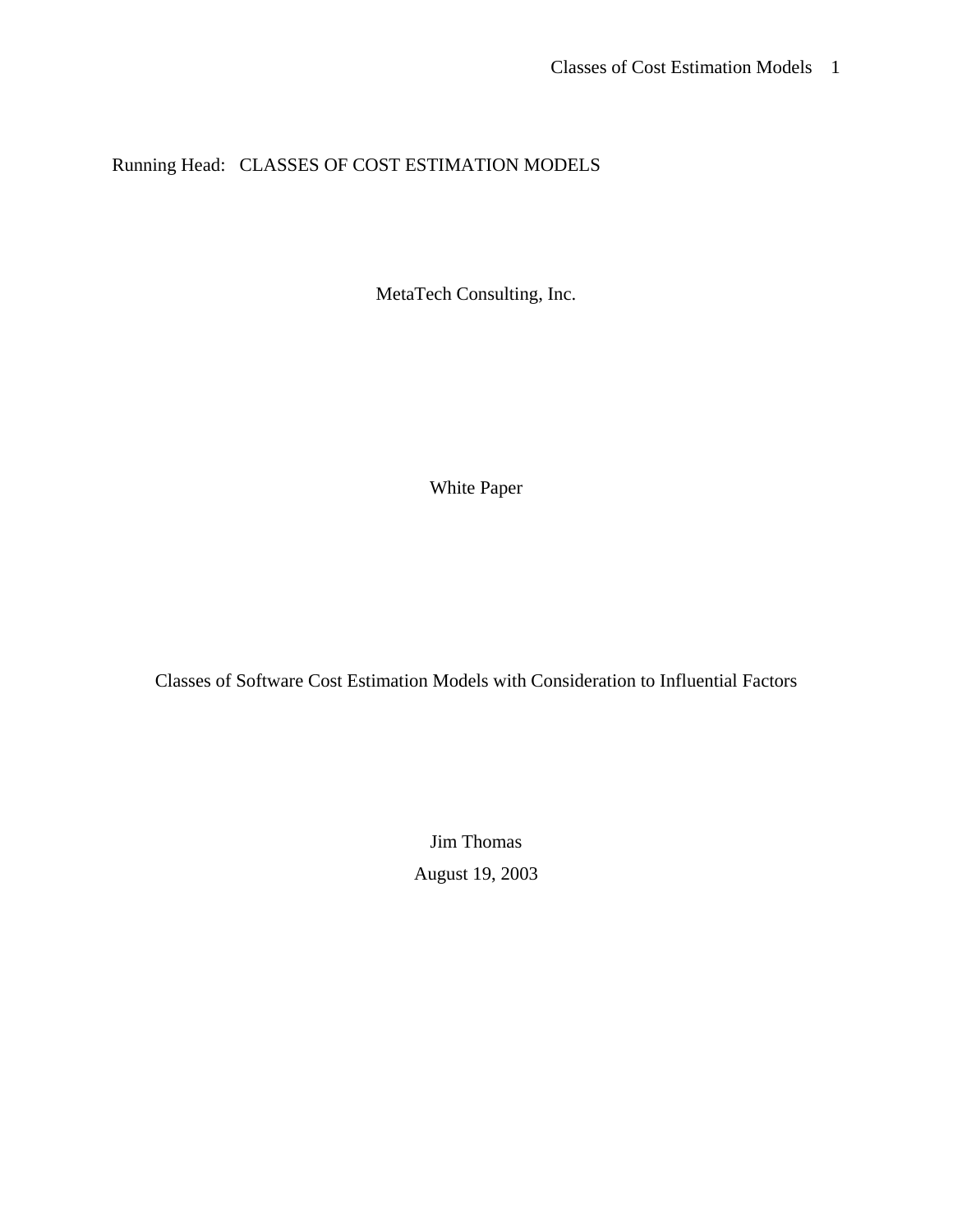Running Head: CLASSES OF COST ESTIMATION MODELS

MetaTech Consulting, Inc.

White Paper

Classes of Software Cost Estimation Models with Consideration to Influential Factors

Jim Thomas

August 19, 2003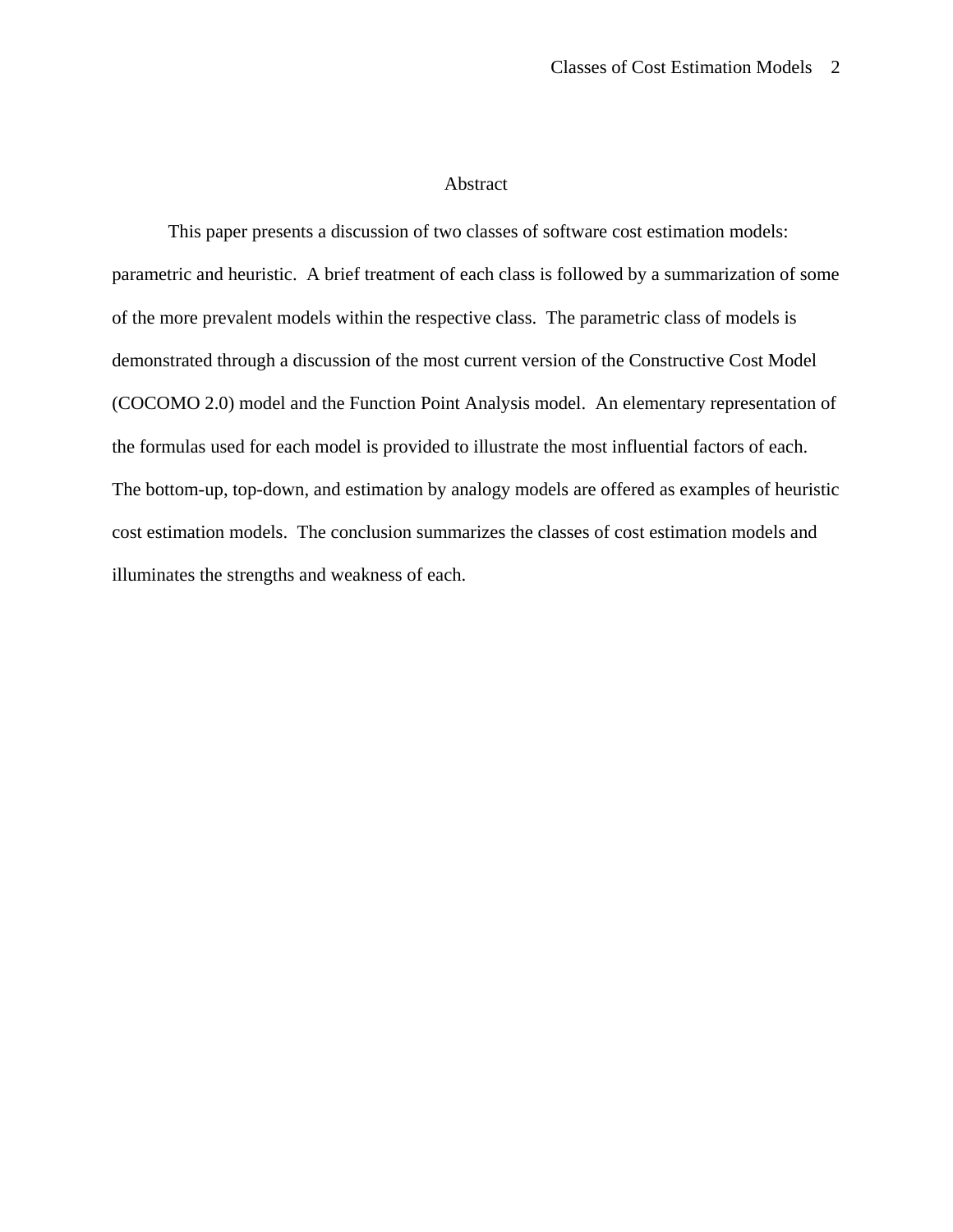# Abstract

This paper presents a discussion of two classes of software cost estimation models: parametric and heuristic. A brief treatment of each class is followed by a summarization of some of the more prevalent models within the respective class. The parametric class of models is demonstrated through a discussion of the most current version of the Constructive Cost Model (COCOMO 2.0) model and the Function Point Analysis model. An elementary representation of the formulas used for each model is provided to illustrate the most influential factors of each. The bottom-up, top-down, and estimation by analogy models are offered as examples of heuristic cost estimation models. The conclusion summarizes the classes of cost estimation models and illuminates the strengths and weakness of each.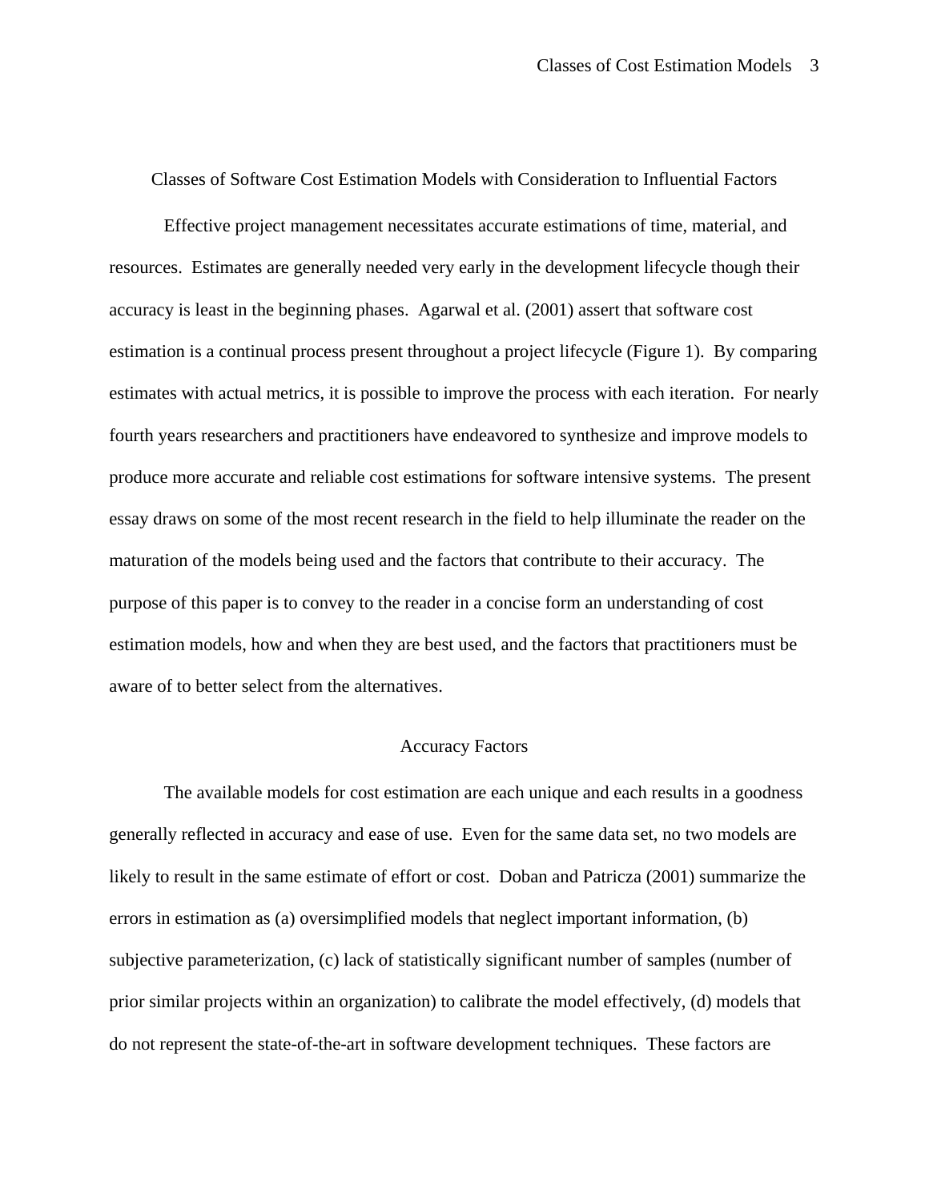# Classes of Software Cost Estimation Models with Consideration to Influential Factors

Effective project management necessitates accurate estimations of time, material, and resources. Estimates are generally needed very early in the development lifecycle though their accuracy is least in the beginning phases. Agarwal et al. (2001) assert that software cost estimation is a continual process present throughout a project lifecycle (Figure 1). By comparing estimates with actual metrics, it is possible to improve the process with each iteration. For nearly fourth years researchers and practitioners have endeavored to synthesize and improve models to produce more accurate and reliable cost estimations for software intensive systems. The present essay draws on some of the most recent research in the field to help illuminate the reader on the maturation of the models being used and the factors that contribute to their accuracy. The purpose of this paper is to convey to the reader in a concise form an understanding of cost estimation models, how and when they are best used, and the factors that practitioners must be aware of to better select from the alternatives.

## Accuracy Factors

The available models for cost estimation are each unique and each results in a goodness generally reflected in accuracy and ease of use. Even for the same data set, no two models are likely to result in the same estimate of effort or cost. Doban and Patricza (2001) summarize the errors in estimation as (a) oversimplified models that neglect important information, (b) subjective parameterization, (c) lack of statistically significant number of samples (number of prior similar projects within an organization) to calibrate the model effectively, (d) models that do not represent the state-of-the-art in software development techniques. These factors are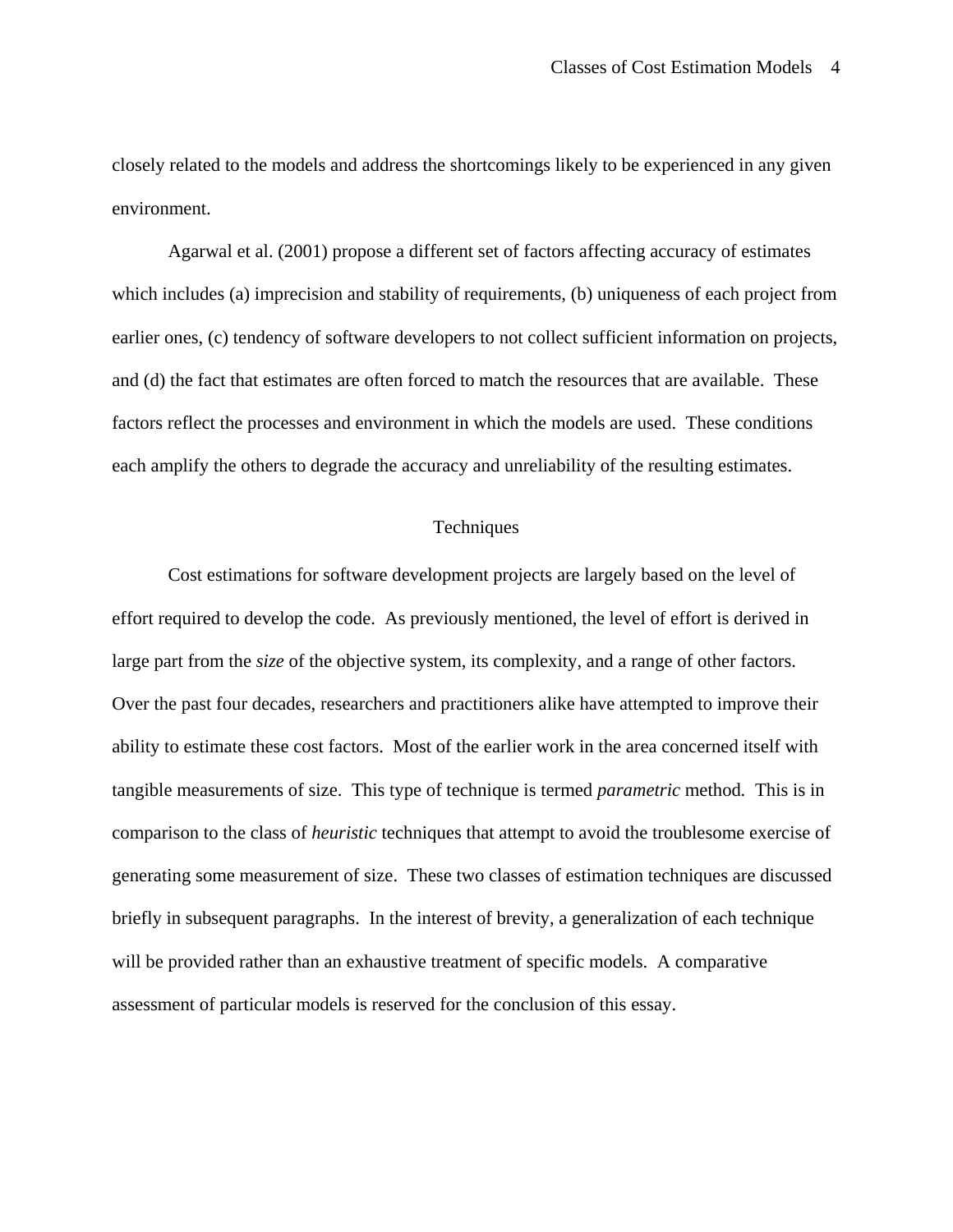closely related to the models and address the shortcomings likely to be experienced in any given environment.

Agarwal et al. (2001) propose a different set of factors affecting accuracy of estimates which includes (a) imprecision and stability of requirements, (b) uniqueness of each project from earlier ones, (c) tendency of software developers to not collect sufficient information on projects, and (d) the fact that estimates are often forced to match the resources that are available. These factors reflect the processes and environment in which the models are used. These conditions each amplify the others to degrade the accuracy and unreliability of the resulting estimates.

## Techniques

Cost estimations for software development projects are largely based on the level of effort required to develop the code. As previously mentioned, the level of effort is derived in large part from the *size* of the objective system, its complexity, and a range of other factors. Over the past four decades, researchers and practitioners alike have attempted to improve their ability to estimate these cost factors. Most of the earlier work in the area concerned itself with tangible measurements of size. This type of technique is termed *parametric* method. This is in comparison to the class of *heuristic* techniques that attempt to avoid the troublesome exercise of generating some measurement of size. These two classes of estimation techniques are discussed briefly in subsequent paragraphs. In the interest of brevity, a generalization of each technique will be provided rather than an exhaustive treatment of specific models. A comparative assessment of particular models is reserved for the conclusion of this essay.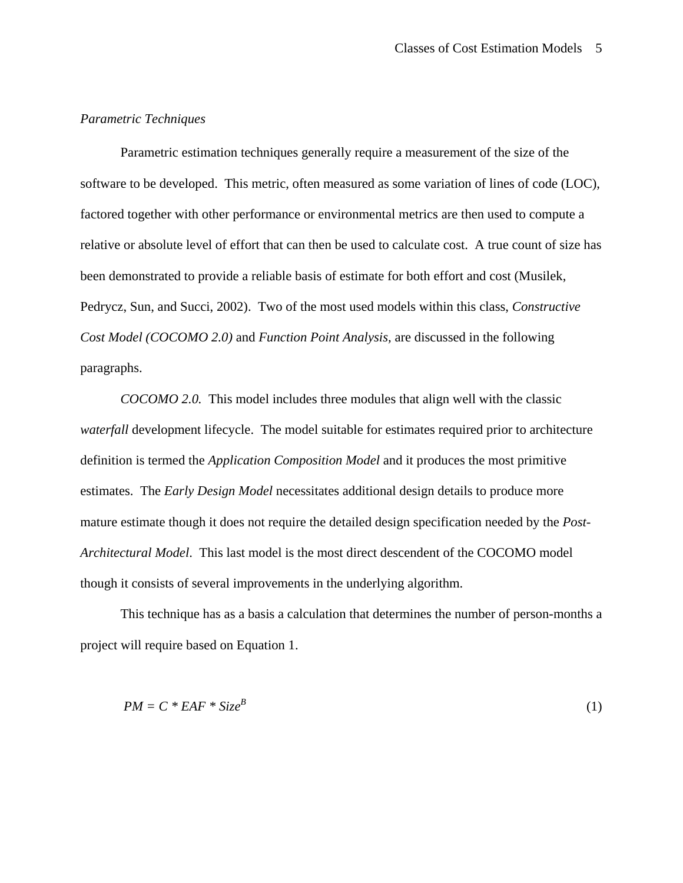*Parametric Techniques*

Parametric estimation techniques generally require a measurement of the size of the software to be developed. This metric, often measured as some variation of lines of code (LOC), factored together with other performance or environmental metrics are then used to compute a relative or absolute level of effort that can then be used to calculate cost. A true count of size has been demonstrated to provide a reliable basis of estimate for both effort and cost (Musilek, Pedrycz, Sun, and Succi, 2002). Two of the most used models within this class, *Constructive Cost Model (COCOMO 2.0)* and *Function Point Analysis*, are discussed in the following paragraphs.

*COCOMO 2.0.* This model includes three modules that align well with the classic *waterfall* development lifecycle. The model suitable for estimates required prior to architecture definition is termed the *Application Composition Model* and it produces the most primitive estimates. The *Early Design Model* necessitates additional design details to produce more mature estimate though it does not require the detailed design specification needed by the *Post-Architectural Model*. This last model is the most direct descendent of the COCOMO model though it consists of several improvements in the underlying algorithm.

This technique has as a basis a calculation that determines the number of person-months a project will require based on Equation 1.

$$PM = C * EAF * Size^{B} \tag{1}$$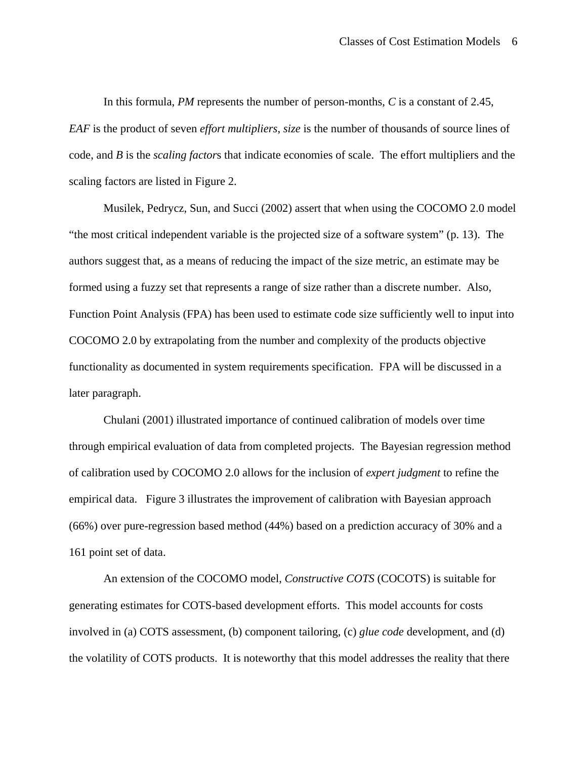In this formula, *PM* represents the number of person-months, *C* is a constant of 2.45, *EAF* is the product of seven *effort multipliers*, *size* is the number of thousands of source lines of code, and *B* is the *scaling factor*s that indicate economies of scale. The effort multipliers and the scaling factors are listed in Figure 2.

Musilek, Pedrycz, Sun, and Succi (2002) assert that when using the COCOMO 2.0 model "the most critical independent variable is the projected size of a software system" (p. 13). The authors suggest that, as a means of reducing the impact of the size metric, an estimate may be formed using a fuzzy set that represents a range of size rather than a discrete number. Also, Function Point Analysis (FPA) has been used to estimate code size sufficiently well to input into COCOMO 2.0 by extrapolating from the number and complexity of the products objective functionality as documented in system requirements specification. FPA will be discussed in a later paragraph.

Chulani (2001) illustrated importance of continued calibration of models over time through empirical evaluation of data from completed projects. The Bayesian regression method of calibration used by COCOMO 2.0 allows for the inclusion of *expert judgment* to refine the empirical data. Figure 3 illustrates the improvement of calibration with Bayesian approach (66%) over pure-regression based method (44%) based on a prediction accuracy of 30% and a 161 point set of data.

An extension of the COCOMO model, *Constructive COTS* (COCOTS) is suitable for generating estimates for COTS-based development efforts. This model accounts for costs involved in (a) COTS assessment, (b) component tailoring, (c) *glue code* development, and (d) the volatility of COTS products. It is noteworthy that this model addresses the reality that there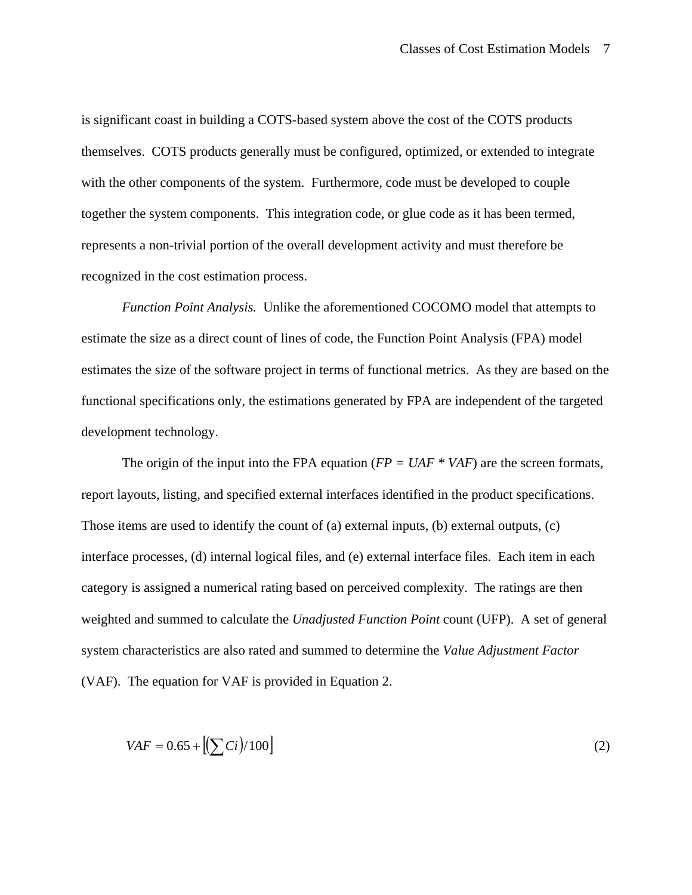is significant coast in building a COTS-based system above the cost of the COTS products themselves. COTS products generally must be configured, optimized, or extended to integrate with the other components of the system. Furthermore, code must be developed to couple together the system components. This integration code, or glue code as it has been termed, represents a non-trivial portion of the overall development activity and must therefore be recognized in the cost estimation process.

*Function Point Analysis.* Unlike the aforementioned COCOMO model that attempts to estimate the size as a direct count of lines of code, the Function Point Analysis (FPA) model estimates the size of the software project in terms of functional metrics. As they are based on the functional specifications only, the estimations generated by FPA are independent of the targeted development technology.

The origin of the input into the FPA equation ($FP = UAF * VAF$) are the screen formats, report layouts, listing, and specified external interfaces identified in the product specifications. Those items are used to identify the count of (a) external inputs, (b) external outputs, (c) interface processes, (d) internal logical files, and (e) external interface files. Each item in each category is assigned a numerical rating based on perceived complexity. The ratings are then weighted and summed to calculate the *Unadjusted Function Point* count (UFP). A set of general system characteristics are also rated and summed to determine the *Value Adjustment Factor* (VAF). The equation for VAF is provided in Equation 2.

$$VAF = 0.65 + \left[ \left( \sum Ci \right) / 100 \right] \qquad (2)$$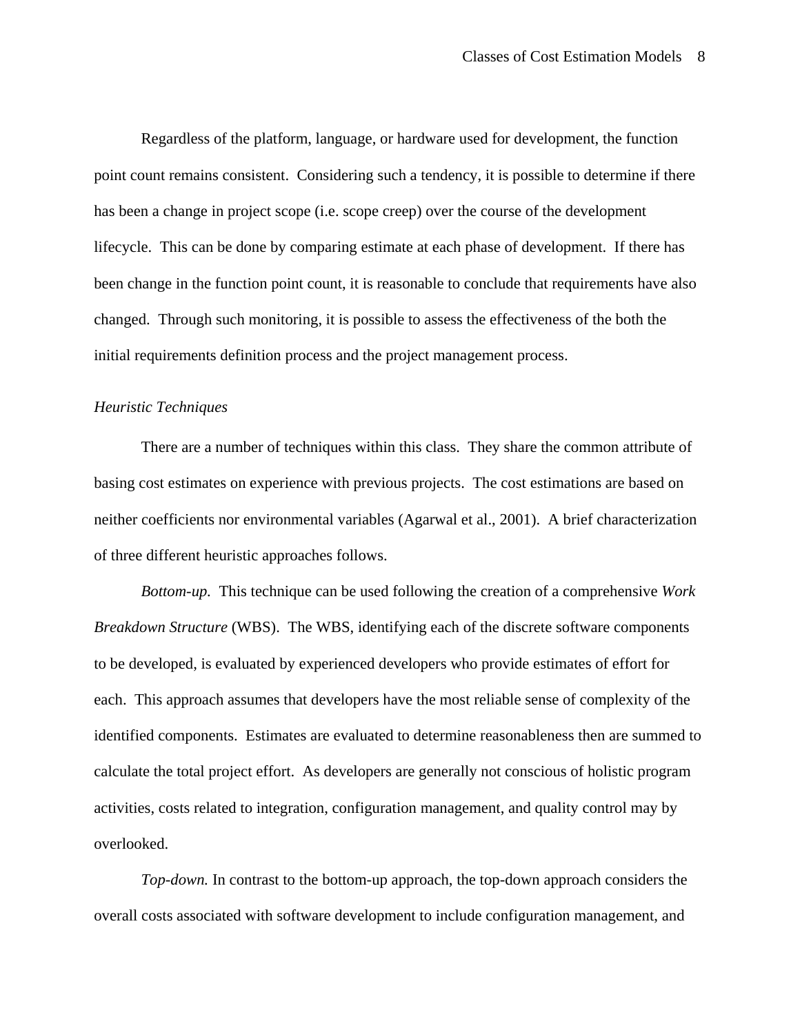Regardless of the platform, language, or hardware used for development, the function point count remains consistent. Considering such a tendency, it is possible to determine if there has been a change in project scope (i.e. scope creep) over the course of the development lifecycle. This can be done by comparing estimate at each phase of development. If there has been change in the function point count, it is reasonable to conclude that requirements have also changed. Through such monitoring, it is possible to assess the effectiveness of the both the initial requirements definition process and the project management process.

*Heuristic Techniques*

There are a number of techniques within this class. They share the common attribute of basing cost estimates on experience with previous projects. The cost estimations are based on neither coefficients nor environmental variables (Agarwal et al., 2001). A brief characterization of three different heuristic approaches follows.

*Bottom-up.* This technique can be used following the creation of a comprehensive *Work Breakdown Structure* (WBS). The WBS, identifying each of the discrete software components to be developed, is evaluated by experienced developers who provide estimates of effort for each. This approach assumes that developers have the most reliable sense of complexity of the identified components. Estimates are evaluated to determine reasonableness then are summed to calculate the total project effort. As developers are generally not conscious of holistic program activities, costs related to integration, configuration management, and quality control may by overlooked.

*Top-down.* In contrast to the bottom-up approach, the top-down approach considers the overall costs associated with software development to include configuration management, and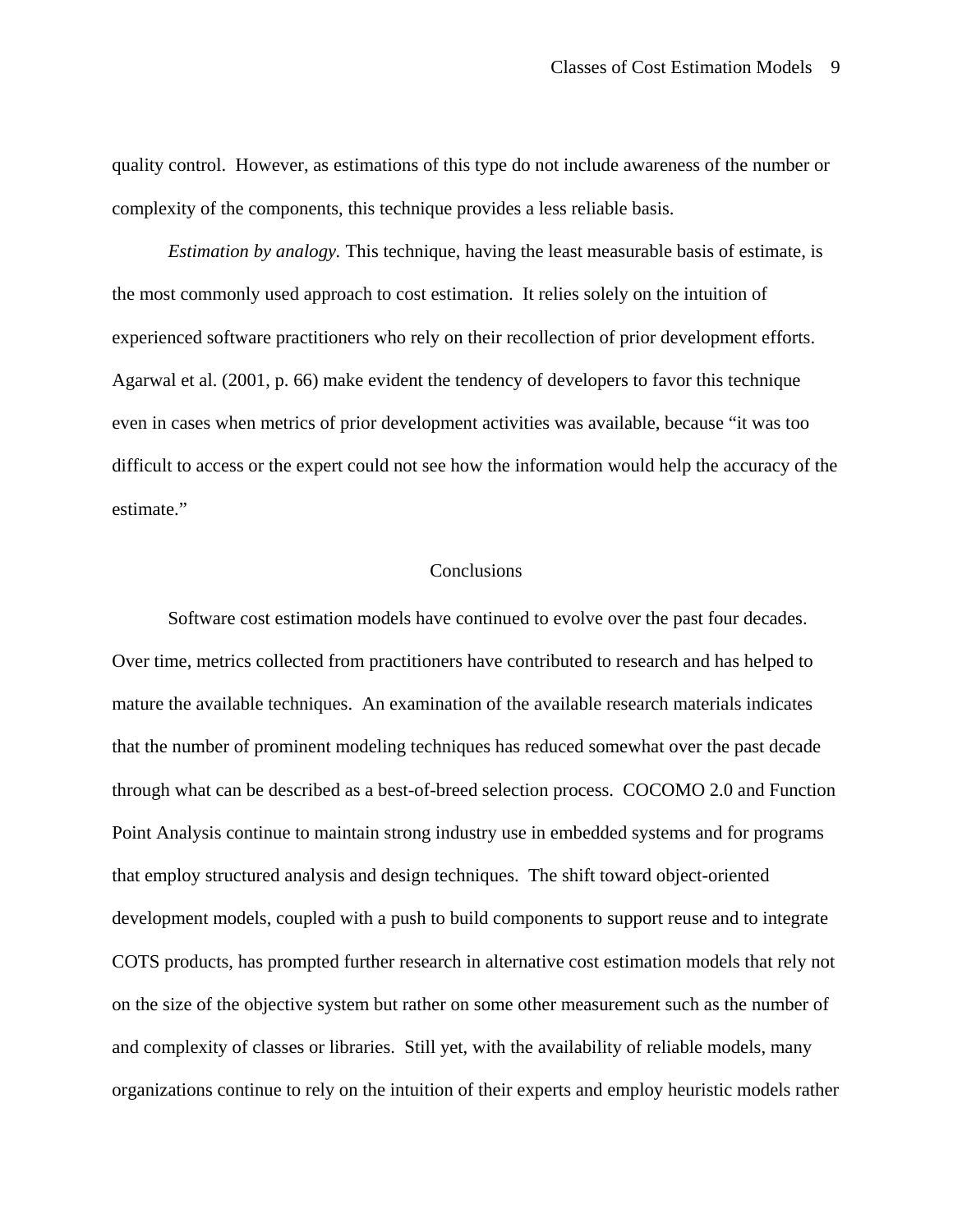quality control. However, as estimations of this type do not include awareness of the number or complexity of the components, this technique provides a less reliable basis.

*Estimation by analogy.* This technique, having the least measurable basis of estimate, is the most commonly used approach to cost estimation. It relies solely on the intuition of experienced software practitioners who rely on their recollection of prior development efforts. Agarwal et al. (2001, p. 66) make evident the tendency of developers to favor this technique even in cases when metrics of prior development activities was available, because "it was too difficult to access or the expert could not see how the information would help the accuracy of the estimate."

## Conclusions

Software cost estimation models have continued to evolve over the past four decades. Over time, metrics collected from practitioners have contributed to research and has helped to mature the available techniques. An examination of the available research materials indicates that the number of prominent modeling techniques has reduced somewhat over the past decade through what can be described as a best-of-breed selection process. COCOMO 2.0 and Function Point Analysis continue to maintain strong industry use in embedded systems and for programs that employ structured analysis and design techniques. The shift toward object-oriented development models, coupled with a push to build components to support reuse and to integrate COTS products, has prompted further research in alternative cost estimation models that rely not on the size of the objective system but rather on some other measurement such as the number of and complexity of classes or libraries. Still yet, with the availability of reliable models, many organizations continue to rely on the intuition of their experts and employ heuristic models rather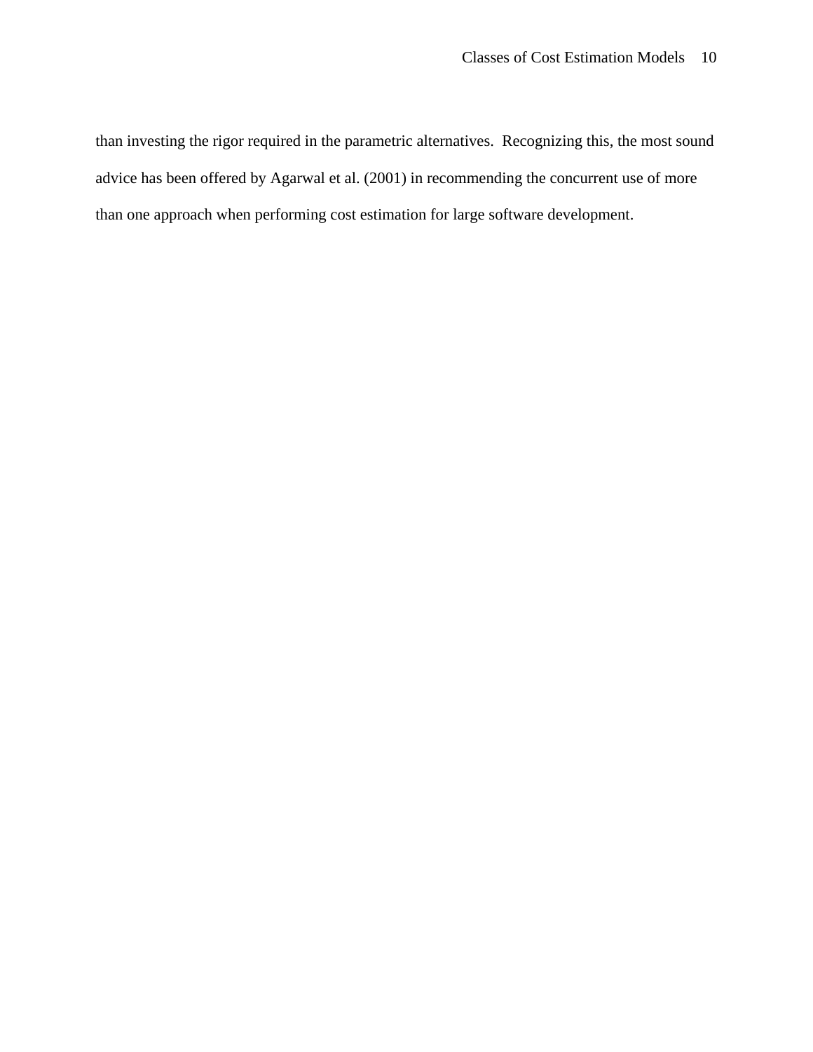than investing the rigor required in the parametric alternatives.  Recognizing this, the most sound advice has been offered by Agarwal et al. (2001) in recommending the concurrent use of more than one approach when performing cost estimation for large software development.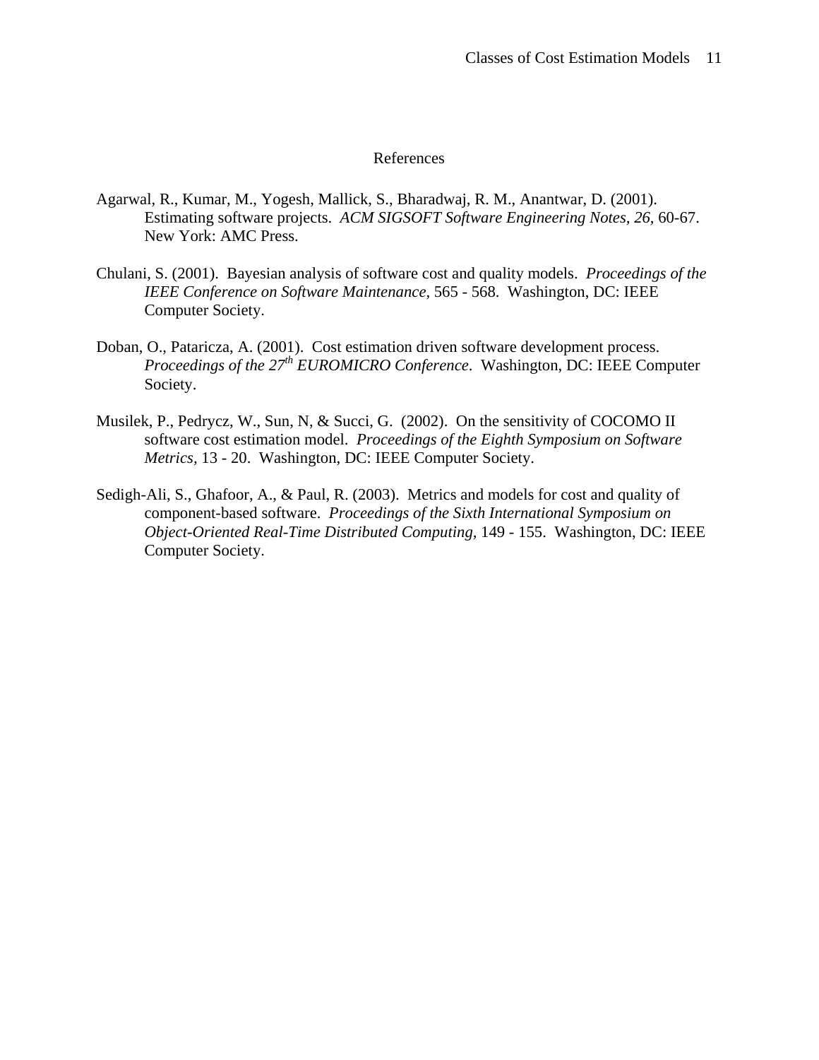# References

Agarwal, R., Kumar, M., Yogesh, Mallick, S., Bharadwaj, R. M., Anantwar, D. (2001). Estimating software projects. *ACM SIGSOFT Software Engineering Notes, 26*, 60-67. New York: AMC Press.

Chulani, S. (2001). Bayesian analysis of software cost and quality models. *Proceedings of the IEEE Conference on Software Maintenance*, 565 - 568. Washington, DC: IEEE Computer Society.

Doban, O., Pataricza, A. (2001). Cost estimation driven software development process. *Proceedings of the 27th EUROMICRO Conference*. Washington, DC: IEEE Computer Society.

Musilek, P., Pedrycz, W., Sun, N, & Succi, G. (2002). On the sensitivity of COCOMO II software cost estimation model. *Proceedings of the Eighth Symposium on Software Metrics,* 13 - 20. Washington, DC: IEEE Computer Society.

Sedigh-Ali, S., Ghafoor, A., & Paul, R. (2003). Metrics and models for cost and quality of component-based software. *Proceedings of the Sixth International Symposium on Object-Oriented Real-Time Distributed Computing,* 149 - 155. Washington, DC: IEEE Computer Society.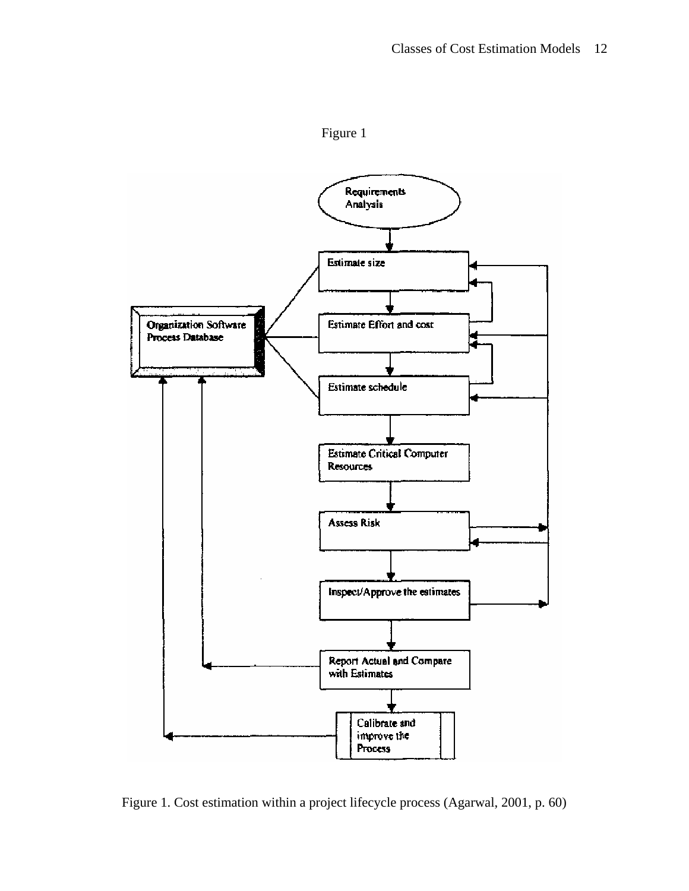Figure 1

Figure 1. Cost estimation within a project lifecycle process (Agarwal, 2001, p. 60)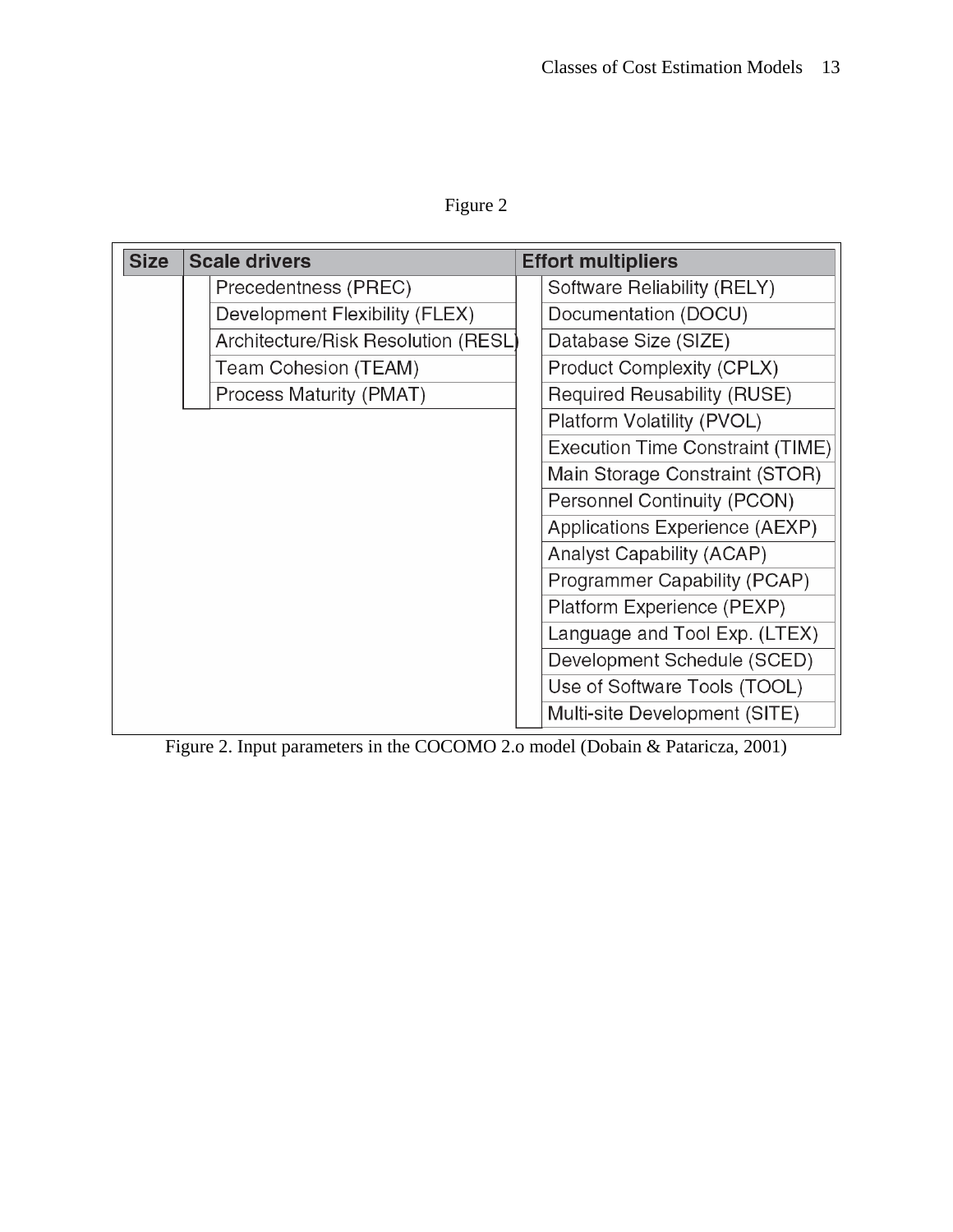Figure 2

| Size | Scale drivers | Effort multipliers |
|---|---|---|
| | Precedentness (PREC) | Software Reliability (RELY) |
| | Development Flexibility (FLEX) | Documentation (DOCU) |
| | Architecture/Risk Resolution (RESL) | Database Size (SIZE) |
| | Team Cohesion (TEAM) | Product Complexity (CPLX) |
| | Process Maturity (PMAT) | Required Reusability (RUSE) |
| | | Platform Volatility (PVOL) |
| | | Execution Time Constraint (TIME) |
| | | Main Storage Constraint (STOR) |
| | | Personnel Continuity (PCON) |
| | | Applications Experience (AEXP) |
| | | Analyst Capability (ACAP) |
| | | Programmer Capability (PCAP) |
| | | Platform Experience (PEXP) |
| | | Language and Tool Exp. (LTEX) |
| | | Development Schedule (SCED) |
| | | Use of Software Tools (TOOL) |
| | | Multi-site Development (SITE) |

Figure 2. Input parameters in the COCOMO 2.o model (Dobain & Pataricza, 2001)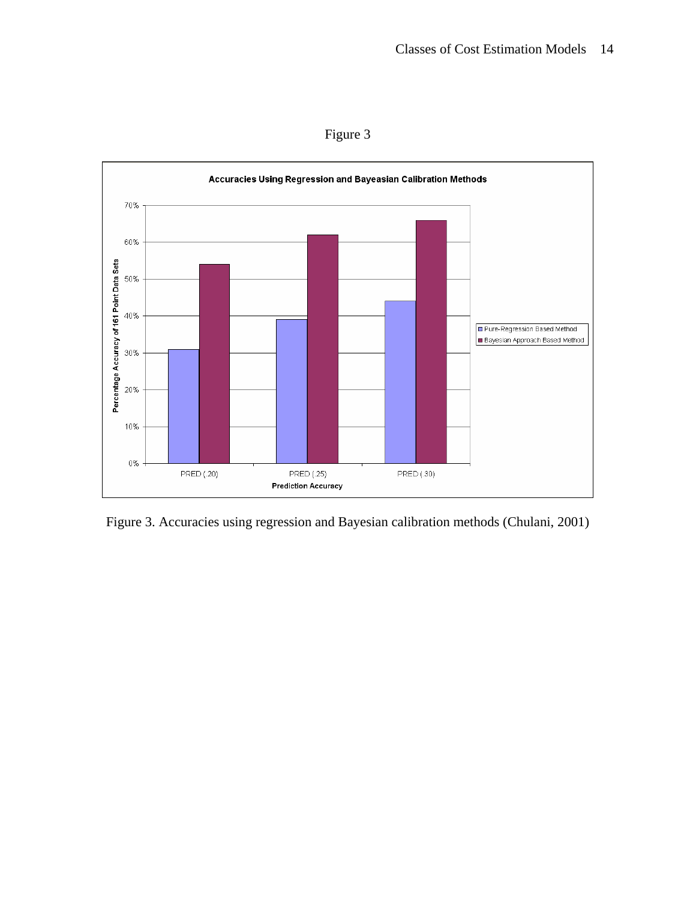Figure 3

Accuracies Using Regression and Bayeasian Calibration Methods

70%
60%
50%
40%
30%
20%
10%
0%

Percentage Accuracy of 161 Point Data Sets

PRED (.20)
PRED (.25)
PRED (.30)

Prediction Accuracy

Pure-Regression Based Method
Bayesian Approach Based Method

Figure 3. Accuracies using regression and Bayesian calibration methods (Chulani, 2001)